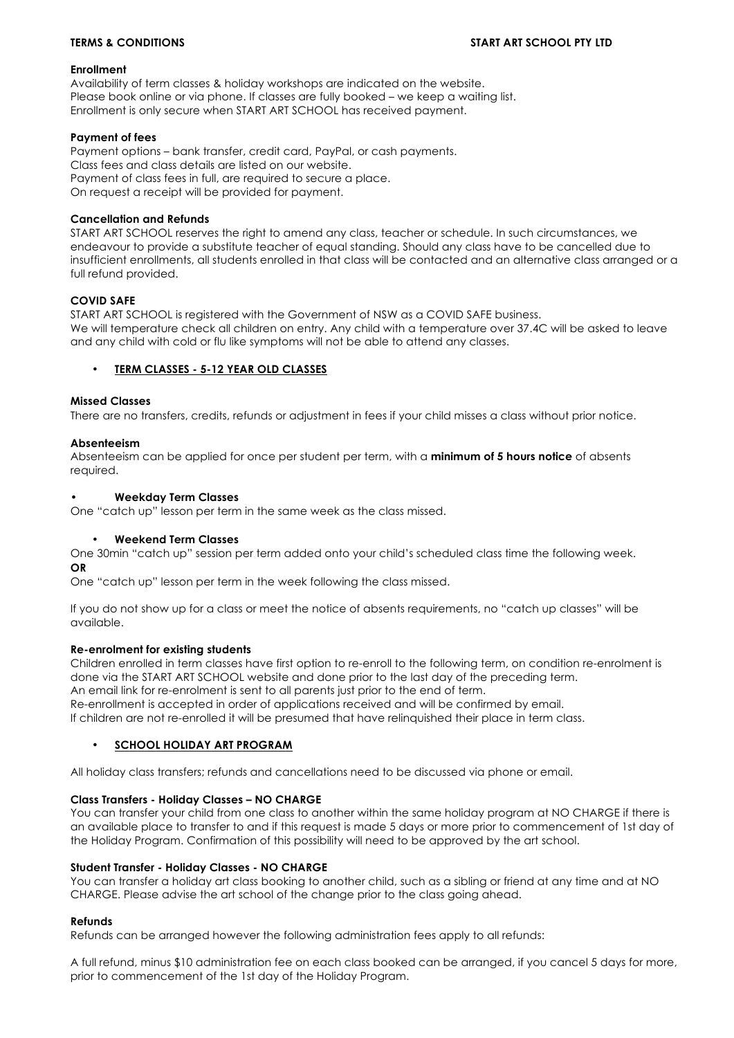**TERMS & CONDITIONS** **START ART SCHOOL PTY LTD**

**Enrollment**

Availability of term classes & holiday workshops are indicated on the website.
Please book online or via phone. If classes are fully booked – we keep a waiting list.
Enrollment is only secure when START ART SCHOOL has received payment.

**Payment of fees**

Payment options – bank transfer, credit card, PayPal, or cash payments.
Class fees and class details are listed on our website.
Payment of class fees in full, are required to secure a place.
On request a receipt will be provided for payment.

**Cancellation and Refunds**

START ART SCHOOL reserves the right to amend any class, teacher or schedule. In such circumstances, we endeavour to provide a substitute teacher of equal standing. Should any class have to be cancelled due to insufficient enrollments, all students enrolled in that class will be contacted and an alternative class arranged or a full refund provided.

**COVID SAFE**

START ART SCHOOL is registered with the Government of NSW as a COVID SAFE business.
We will temperature check all children on entry. Any child with a temperature over 37.4C will be asked to leave and any child with cold or flu like symptoms will not be able to attend any classes.

- **TERM CLASSES - 5-12 YEAR OLD CLASSES**

**Missed Classes**

There are no transfers, credits, refunds or adjustment in fees if your child misses a class without prior notice.

**Absenteeism**

Absenteeism can be applied for once per student per term, with a **minimum of 5 hours notice** of absents required.

- **Weekday Term Classes**

One "catch up" lesson per term in the same week as the class missed.

- **Weekend Term Classes**

One 30min "catch up" session per term added onto your child's scheduled class time the following week.
**OR**
One "catch up" lesson per term in the week following the class missed.

If you do not show up for a class or meet the notice of absents requirements, no "catch up classes" will be available.

**Re-enrolment for existing students**

Children enrolled in term classes have first option to re-enroll to the following term, on condition re-enrolment is done via the START ART SCHOOL website and done prior to the last day of the preceding term.
An email link for re-enrolment is sent to all parents just prior to the end of term.
Re-enrollment is accepted in order of applications received and will be confirmed by email.
If children are not re-enrolled it will be presumed that have relinquished their place in term class.

- **SCHOOL HOLIDAY ART PROGRAM**

All holiday class transfers; refunds and cancellations need to be discussed via phone or email.

**Class Transfers - Holiday Classes – NO CHARGE**

You can transfer your child from one class to another within the same holiday program at NO CHARGE if there is an available place to transfer to and if this request is made 5 days or more prior to commencement of 1st day of the Holiday Program. Confirmation of this possibility will need to be approved by the art school.

**Student Transfer - Holiday Classes - NO CHARGE**

You can transfer a holiday art class booking to another child, such as a sibling or friend at any time and at NO CHARGE. Please advise the art school of the change prior to the class going ahead.

**Refunds**

Refunds can be arranged however the following administration fees apply to all refunds:

A full refund, minus $10 administration fee on each class booked can be arranged, if you cancel 5 days for more, prior to commencement of the 1st day of the Holiday Program.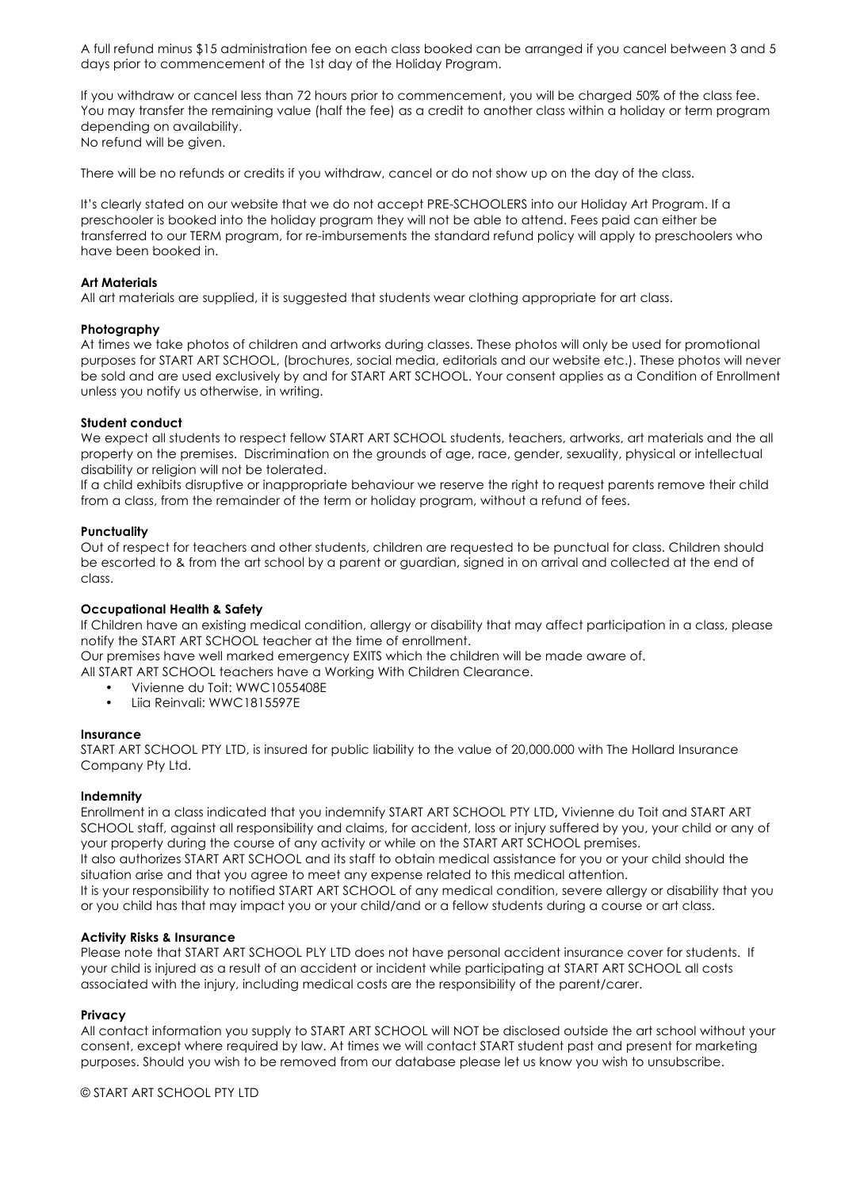A full refund minus $15 administration fee on each class booked can be arranged if you cancel between 3 and 5 days prior to commencement of the 1st day of the Holiday Program.

If you withdraw or cancel less than 72 hours prior to commencement, you will be charged 50% of the class fee. You may transfer the remaining value (half the fee) as a credit to another class within a holiday or term program depending on availability.
No refund will be given.

There will be no refunds or credits if you withdraw, cancel or do not show up on the day of the class.

It's clearly stated on our website that we do not accept PRE-SCHOOLERS into our Holiday Art Program. If a preschooler is booked into the holiday program they will not be able to attend. Fees paid can either be transferred to our TERM program, for re-imbursements the standard refund policy will apply to preschoolers who have been booked in.

**Art Materials**
All art materials are supplied, it is suggested that students wear clothing appropriate for art class.

**Photography**
At times we take photos of children and artworks during classes. These photos will only be used for promotional purposes for START ART SCHOOL, (brochures, social media, editorials and our website etc.). These photos will never be sold and are used exclusively by and for START ART SCHOOL. Your consent applies as a Condition of Enrollment unless you notify us otherwise, in writing.

**Student conduct**
We expect all students to respect fellow START ART SCHOOL students, teachers, artworks, art materials and the all property on the premises. Discrimination on the grounds of age, race, gender, sexuality, physical or intellectual disability or religion will not be tolerated.
If a child exhibits disruptive or inappropriate behaviour we reserve the right to request parents remove their child from a class, from the remainder of the term or holiday program, without a refund of fees.

**Punctuality**
Out of respect for teachers and other students, children are requested to be punctual for class. Children should be escorted to & from the art school by a parent or guardian, signed in on arrival and collected at the end of class.

**Occupational Health & Safety**
If Children have an existing medical condition, allergy or disability that may affect participation in a class, please notify the START ART SCHOOL teacher at the time of enrollment.
Our premises have well marked emergency EXITS which the children will be made aware of.
All START ART SCHOOL teachers have a Working With Children Clearance.

- Vivienne du Toit: WWC1055408E
- Liia Reinvali: WWC1815597E

**Insurance**
START ART SCHOOL PTY LTD, is insured for public liability to the value of 20,000.000 with The Hollard Insurance Company Pty Ltd.

**Indemnity**
Enrollment in a class indicated that you indemnify START ART SCHOOL PTY LTD**,** Vivienne du Toit and START ART SCHOOL staff, against all responsibility and claims, for accident, loss or injury suffered by you, your child or any of your property during the course of any activity or while on the START ART SCHOOL premises.
It also authorizes START ART SCHOOL and its staff to obtain medical assistance for you or your child should the situation arise and that you agree to meet any expense related to this medical attention.
It is your responsibility to notified START ART SCHOOL of any medical condition, severe allergy or disability that you or you child has that may impact you or your child/and or a fellow students during a course or art class.

**Activity Risks & Insurance**
Please note that START ART SCHOOL PLY LTD does not have personal accident insurance cover for students. If your child is injured as a result of an accident or incident while participating at START ART SCHOOL all costs associated with the injury, including medical costs are the responsibility of the parent/carer.

**Privacy**
All contact information you supply to START ART SCHOOL will NOT be disclosed outside the art school without your consent, except where required by law. At times we will contact START student past and present for marketing purposes. Should you wish to be removed from our database please let us know you wish to unsubscribe.

© START ART SCHOOL PTY LTD